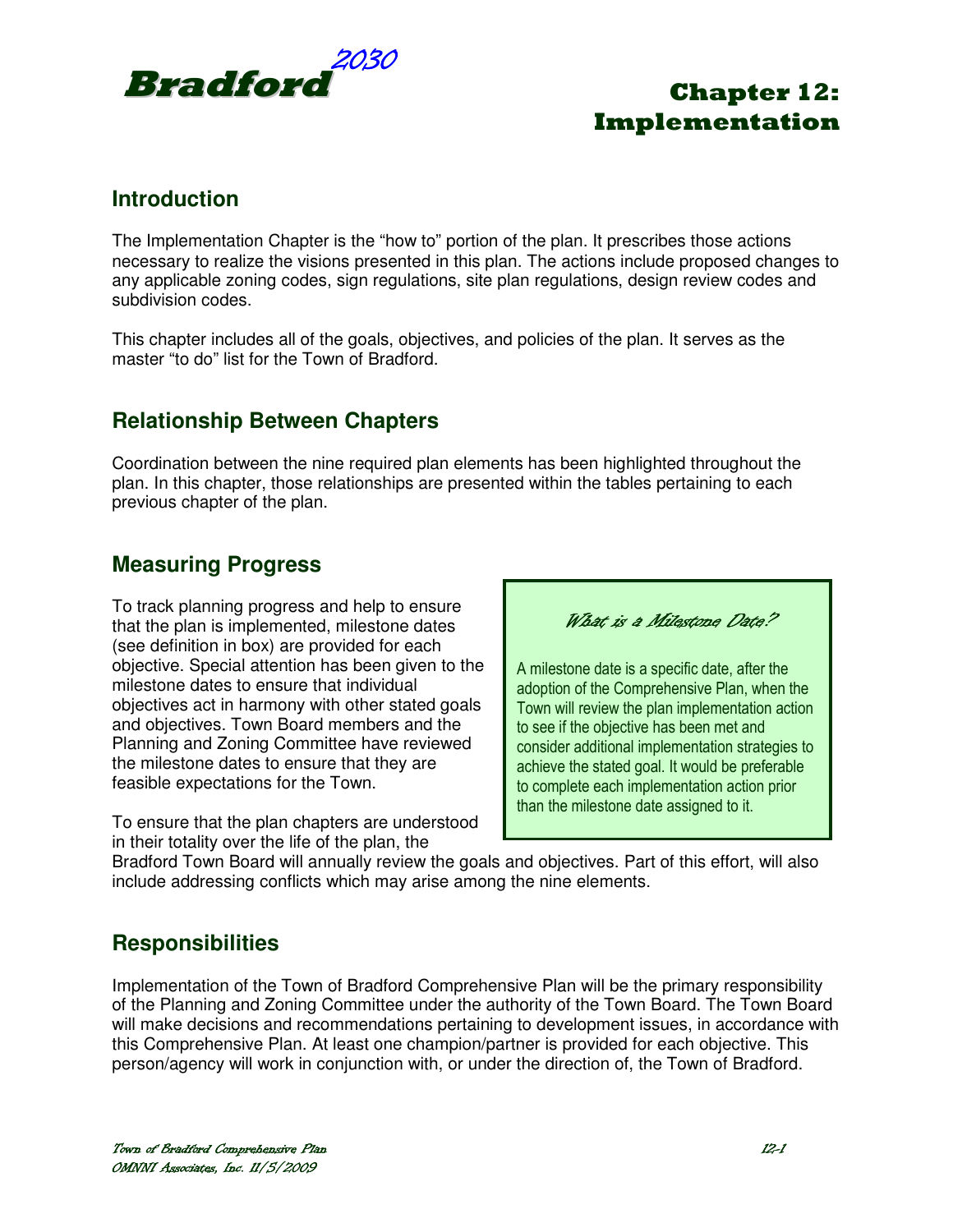# Bradford 2030

# Chapter 12: Implementation

## Introduction

The Implementation Chapter is the "how to" portion of the plan. It prescribes those actions necessary to realize the visions presented in this plan. The actions include proposed changes to any applicable zoning codes, sign regulations, site plan regulations, design review codes and subdivision codes.

This chapter includes all of the goals, objectives, and policies of the plan. It serves as the master "to do" list for the Town of Bradford.

## Relationship Between Chapters

Coordination between the nine required plan elements has been highlighted throughout the plan. In this chapter, those relationships are presented within the tables pertaining to each previous chapter of the plan.

## Measuring Progress

To track planning progress and help to ensure that the plan is implemented, milestone dates (see definition in box) are provided for each objective. Special attention has been given to the milestone dates to ensure that individual objectives act in harmony with other stated goals and objectives. Town Board members and the Planning and Zoning Committee have reviewed the milestone dates to ensure that they are feasible expectations for the Town.

> *What is a Milestone Date?*
>
> A milestone date is a specific date, after the adoption of the Comprehensive Plan, when the Town will review the plan implementation action to see if the objective has been met and consider additional implementation strategies to achieve the stated goal. It would be preferable to complete each implementation action prior than the milestone date assigned to it.

To ensure that the plan chapters are understood in their totality over the life of the plan, the Bradford Town Board will annually review the goals and objectives. Part of this effort, will also include addressing conflicts which may arise among the nine elements.

## Responsibilities

Implementation of the Town of Bradford Comprehensive Plan will be the primary responsibility of the Planning and Zoning Committee under the authority of the Town Board. The Town Board will make decisions and recommendations pertaining to development issues, in accordance with this Comprehensive Plan. At least one champion/partner is provided for each objective. This person/agency will work in conjunction with, or under the direction of, the Town of Bradford.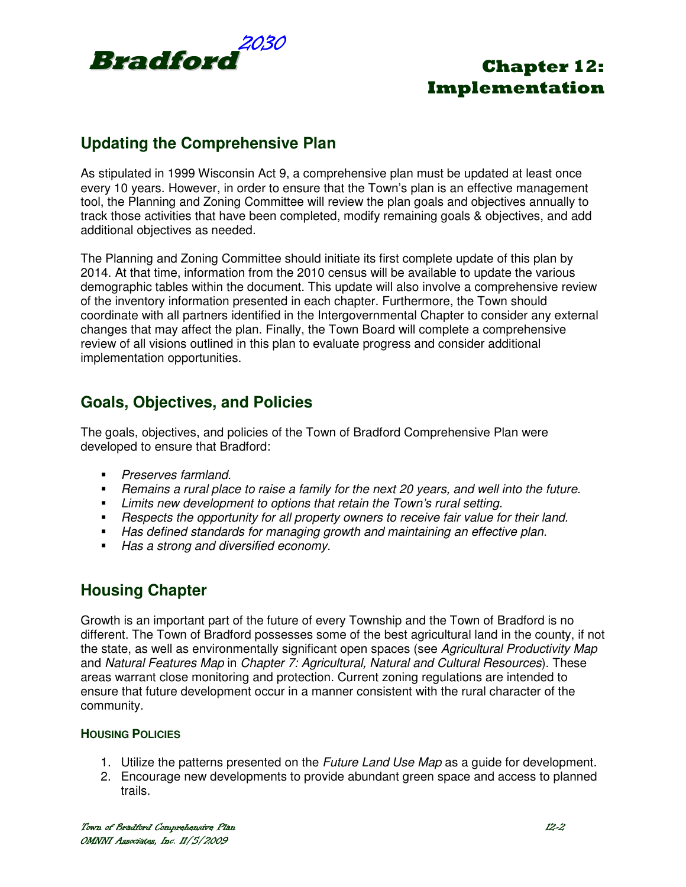## Updating the Comprehensive Plan

As stipulated in 1999 Wisconsin Act 9, a comprehensive plan must be updated at least once every 10 years. However, in order to ensure that the Town's plan is an effective management tool, the Planning and Zoning Committee will review the plan goals and objectives annually to track those activities that have been completed, modify remaining goals & objectives, and add additional objectives as needed.

The Planning and Zoning Committee should initiate its first complete update of this plan by 2014. At that time, information from the 2010 census will be available to update the various demographic tables within the document. This update will also involve a comprehensive review of the inventory information presented in each chapter. Furthermore, the Town should coordinate with all partners identified in the Intergovernmental Chapter to consider any external changes that may affect the plan. Finally, the Town Board will complete a comprehensive review of all visions outlined in this plan to evaluate progress and consider additional implementation opportunities.

## Goals, Objectives, and Policies

The goals, objectives, and policies of the Town of Bradford Comprehensive Plan were developed to ensure that Bradford:

- *Preserves farmland.*
- *Remains a rural place to raise a family for the next 20 years, and well into the future.*
- *Limits new development to options that retain the Town's rural setting.*
- *Respects the opportunity for all property owners to receive fair value for their land.*
- *Has defined standards for managing growth and maintaining an effective plan.*
- *Has a strong and diversified economy.*

## Housing Chapter

Growth is an important part of the future of every Township and the Town of Bradford is no different. The Town of Bradford possesses some of the best agricultural land in the county, if not the state, as well as environmentally significant open spaces (see *Agricultural Productivity Map* and *Natural Features Map* in *Chapter 7: Agricultural, Natural and Cultural Resources*). These areas warrant close monitoring and protection. Current zoning regulations are intended to ensure that future development occur in a manner consistent with the rural character of the community.

### Housing Policies

1. Utilize the patterns presented on the *Future Land Use Map* as a guide for development.
2. Encourage new developments to provide abundant green space and access to planned trails.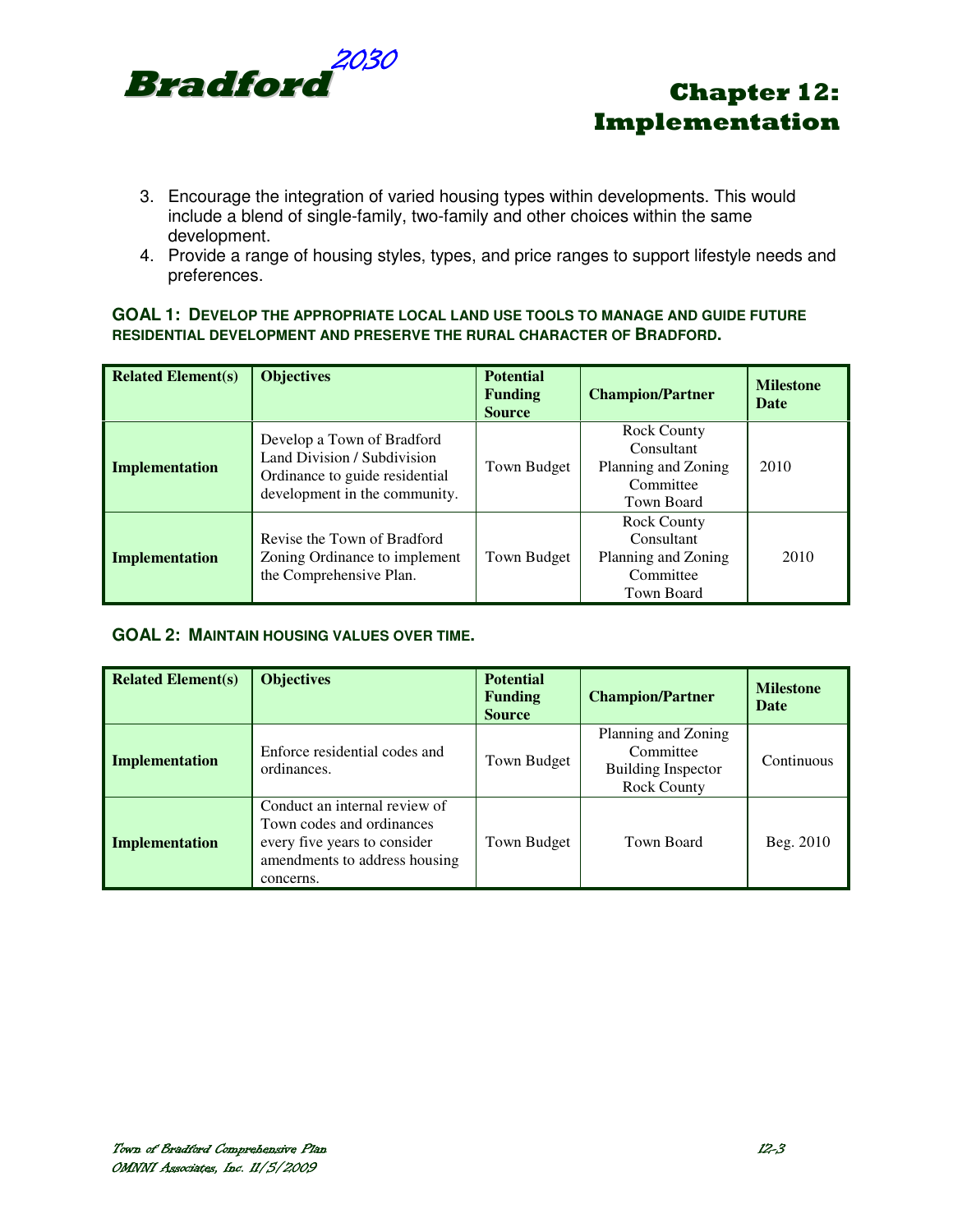3. Encourage the integration of varied housing types within developments. This would include a blend of single-family, two-family and other choices within the same development.
4. Provide a range of housing styles, types, and price ranges to support lifestyle needs and preferences.

### GOAL 1: DEVELOP THE APPROPRIATE LOCAL LAND USE TOOLS TO MANAGE AND GUIDE FUTURE RESIDENTIAL DEVELOPMENT AND PRESERVE THE RURAL CHARACTER OF BRADFORD.

| Related Element(s) | Objectives | Potential Funding Source | Champion/Partner | Milestone Date |
|---|---|---|---|---|
| **Implementation** | Develop a Town of Bradford Land Division / Subdivision Ordinance to guide residential development in the community. | Town Budget | Rock County<br>Consultant<br>Planning and Zoning Committee<br>Town Board | 2010 |
| **Implementation** | Revise the Town of Bradford Zoning Ordinance to implement the Comprehensive Plan. | Town Budget | Rock County<br>Consultant<br>Planning and Zoning Committee<br>Town Board | 2010 |

### GOAL 2: MAINTAIN HOUSING VALUES OVER TIME.

| Related Element(s) | Objectives | Potential Funding Source | Champion/Partner | Milestone Date |
|---|---|---|---|---|
| **Implementation** | Enforce residential codes and ordinances. | Town Budget | Planning and Zoning Committee<br>Building Inspector<br>Rock County | Continuous |
| **Implementation** | Conduct an internal review of Town codes and ordinances every five years to consider amendments to address housing concerns. | Town Budget | Town Board | Beg. 2010 |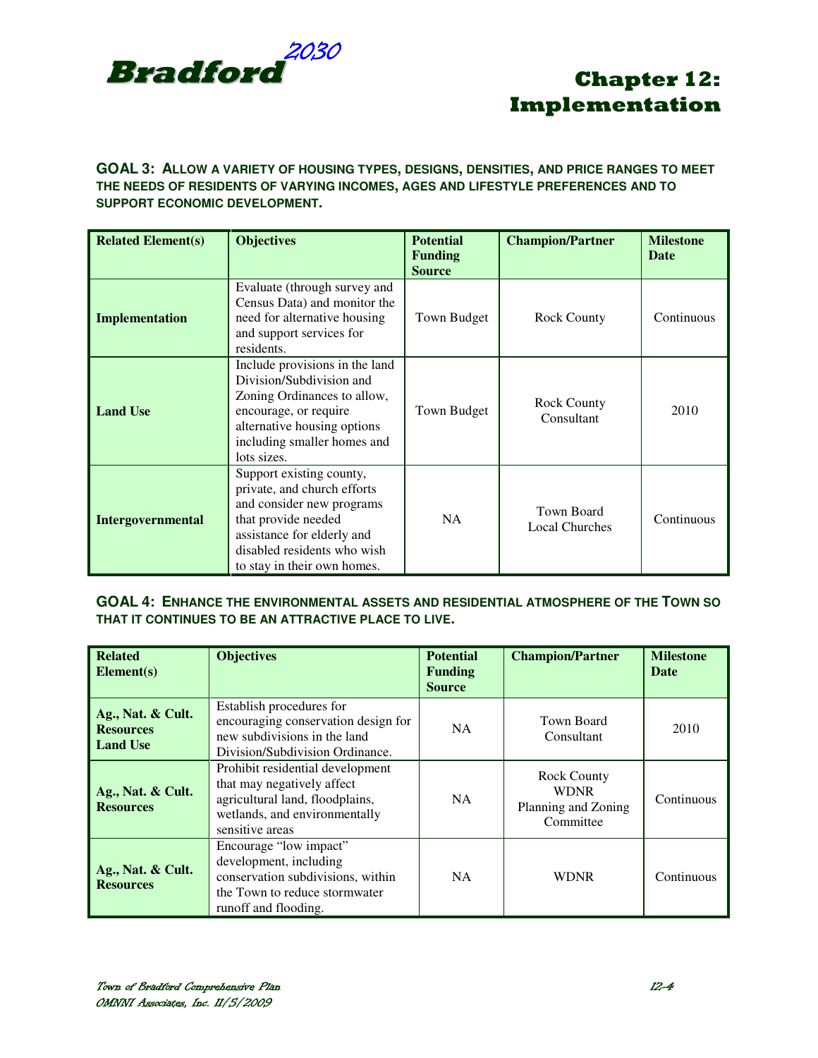**GOAL 3: ALLOW A VARIETY OF HOUSING TYPES, DESIGNS, DENSITIES, AND PRICE RANGES TO MEET THE NEEDS OF RESIDENTS OF VARYING INCOMES, AGES AND LIFESTYLE PREFERENCES AND TO SUPPORT ECONOMIC DEVELOPMENT.**

| Related Element(s) | Objectives | Potential Funding Source | Champion/Partner | Milestone Date |
|---|---|---|---|---|
| **Implementation** | Evaluate (through survey and Census Data) and monitor the need for alternative housing and support services for residents. | Town Budget | Rock County | Continuous |
| **Land Use** | Include provisions in the land Division/Subdivision and Zoning Ordinances to allow, encourage, or require alternative housing options including smaller homes and lots sizes. | Town Budget | Rock County<br>Consultant | 2010 |
| **Intergovernmental** | Support existing county, private, and church efforts and consider new programs that provide needed assistance for elderly and disabled residents who wish to stay in their own homes. | NA | Town Board<br>Local Churches | Continuous |

**GOAL 4: ENHANCE THE ENVIRONMENTAL ASSETS AND RESIDENTIAL ATMOSPHERE OF THE TOWN SO THAT IT CONTINUES TO BE AN ATTRACTIVE PLACE TO LIVE.**

| Related Element(s) | Objectives | Potential Funding Source | Champion/Partner | Milestone Date |
|---|---|---|---|---|
| **Ag., Nat. & Cult. Resources**<br>**Land Use** | Establish procedures for encouraging conservation design for new subdivisions in the land Division/Subdivision Ordinance. | NA | Town Board<br>Consultant | 2010 |
| **Ag., Nat. & Cult. Resources** | Prohibit residential development that may negatively affect agricultural land, floodplains, wetlands, and environmentally sensitive areas | NA | Rock County<br>WDNR<br>Planning and Zoning Committee | Continuous |
| **Ag., Nat. & Cult. Resources** | Encourage "low impact" development, including conservation subdivisions, within the Town to reduce stormwater runoff and flooding. | NA | WDNR | Continuous |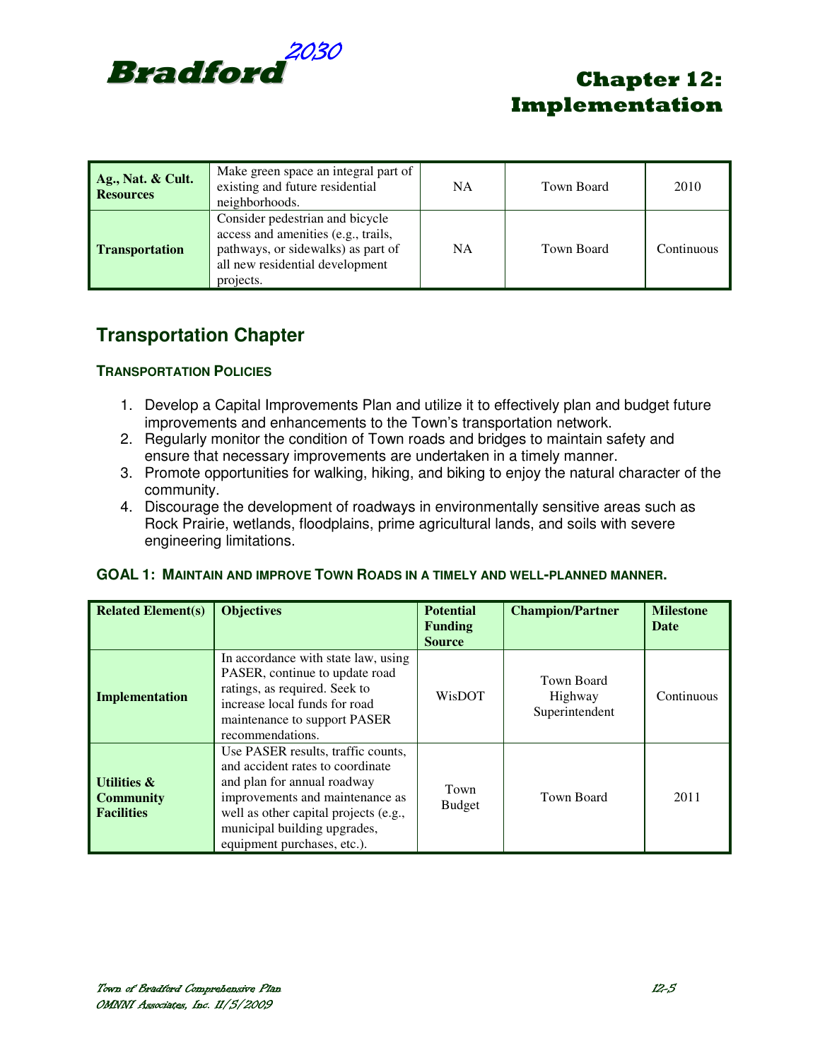| Ag., Nat. & Cult. Resources | Make green space an integral part of existing and future residential neighborhoods. | NA | Town Board | 2010 |
|---|---|---|---|---|
| Transportation | Consider pedestrian and bicycle access and amenities (e.g., trails, pathways, or sidewalks) as part of all new residential development projects. | NA | Town Board | Continuous |

## Transportation Chapter

### TRANSPORTATION POLICIES

1. Develop a Capital Improvements Plan and utilize it to effectively plan and budget future improvements and enhancements to the Town's transportation network.
2. Regularly monitor the condition of Town roads and bridges to maintain safety and ensure that necessary improvements are undertaken in a timely manner.
3. Promote opportunities for walking, hiking, and biking to enjoy the natural character of the community.
4. Discourage the development of roadways in environmentally sensitive areas such as Rock Prairie, wetlands, floodplains, prime agricultural lands, and soils with severe engineering limitations.

### GOAL 1: MAINTAIN AND IMPROVE TOWN ROADS IN A TIMELY AND WELL-PLANNED MANNER.

| Related Element(s) | Objectives | Potential Funding Source | Champion/Partner | Milestone Date |
|---|---|---|---|---|
| Implementation | In accordance with state law, using PASER, continue to update road ratings, as required. Seek to increase local funds for road maintenance to support PASER recommendations. | WisDOT | Town Board Highway Superintendent | Continuous |
| Utilities & Community Facilities | Use PASER results, traffic counts, and accident rates to coordinate and plan for annual roadway improvements and maintenance as well as other capital projects (e.g., municipal building upgrades, equipment purchases, etc.). | Town Budget | Town Board | 2011 |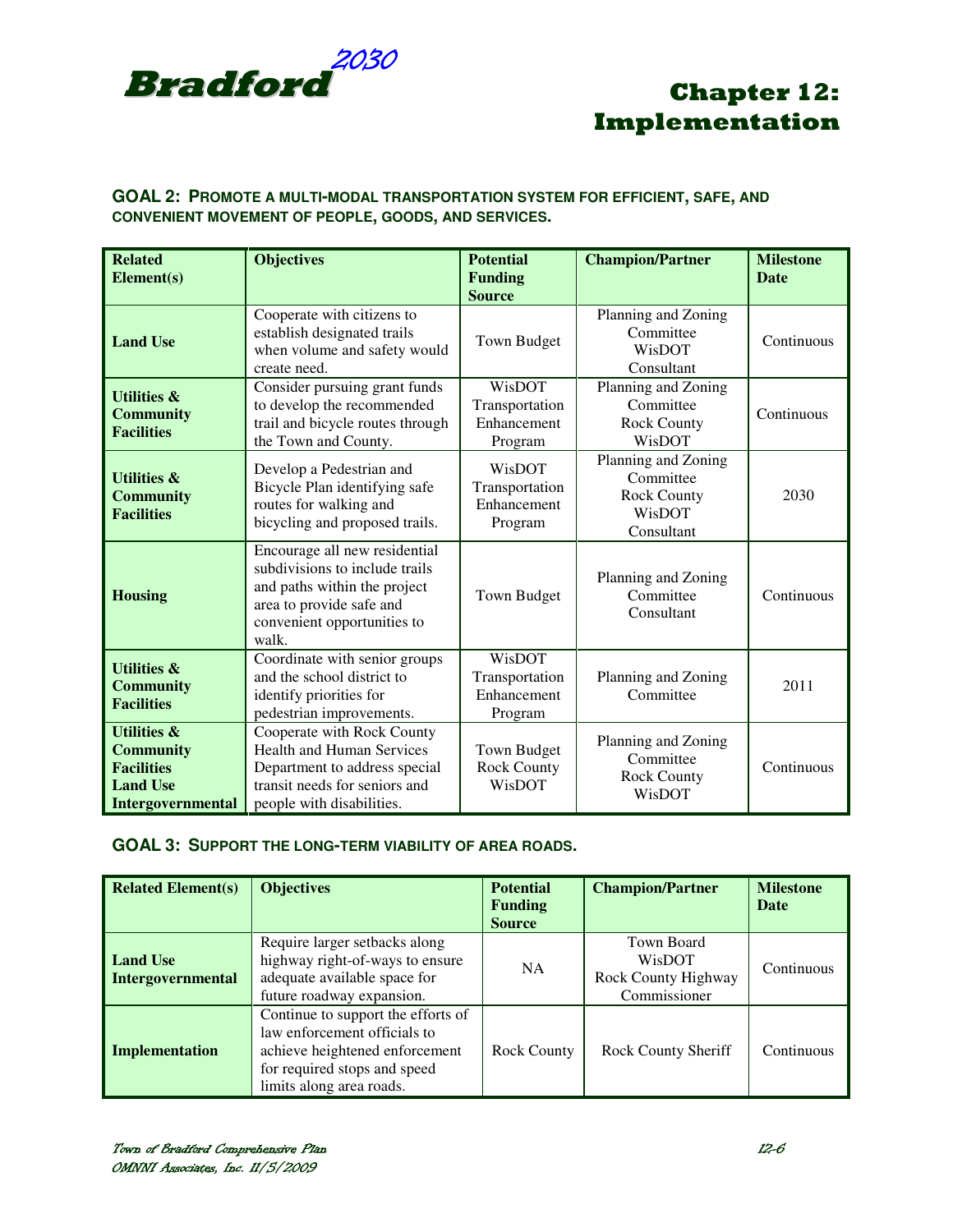## GOAL 2: Promote a multi-modal transportation system for efficient, safe, and convenient movement of people, goods, and services.

| Related Element(s) | Objectives | Potential Funding Source | Champion/Partner | Milestone Date |
|---|---|---|---|---|
| **Land Use** | Cooperate with citizens to establish designated trails when volume and safety would create need. | Town Budget | Planning and Zoning Committee<br>WisDOT<br>Consultant | Continuous |
| **Utilities & Community Facilities** | Consider pursuing grant funds to develop the recommended trail and bicycle routes through the Town and County. | WisDOT Transportation Enhancement Program | Planning and Zoning Committee<br>Rock County<br>WisDOT | Continuous |
| **Utilities & Community Facilities** | Develop a Pedestrian and Bicycle Plan identifying safe routes for walking and bicycling and proposed trails. | WisDOT Transportation Enhancement Program | Planning and Zoning Committee<br>Rock County<br>WisDOT<br>Consultant | 2030 |
| **Housing** | Encourage all new residential subdivisions to include trails and paths within the project area to provide safe and convenient opportunities to walk. | Town Budget | Planning and Zoning Committee<br>Consultant | Continuous |
| **Utilities & Community Facilities** | Coordinate with senior groups and the school district to identify priorities for pedestrian improvements. | WisDOT Transportation Enhancement Program | Planning and Zoning Committee | 2011 |
| **Utilities & Community Facilities**<br>**Land Use**<br>**Intergovernmental** | Cooperate with Rock County Health and Human Services Department to address special transit needs for seniors and people with disabilities. | Town Budget<br>Rock County<br>WisDOT | Planning and Zoning Committee<br>Rock County<br>WisDOT | Continuous |

## GOAL 3: Support the long-term viability of area roads.

| Related Element(s) | Objectives | Potential Funding Source | Champion/Partner | Milestone Date |
|---|---|---|---|---|
| **Land Use**<br>**Intergovernmental** | Require larger setbacks along highway right-of-ways to ensure adequate available space for future roadway expansion. | NA | Town Board<br>WisDOT<br>Rock County Highway Commissioner | Continuous |
| **Implementation** | Continue to support the efforts of law enforcement officials to achieve heightened enforcement for required stops and speed limits along area roads. | Rock County | Rock County Sheriff | Continuous |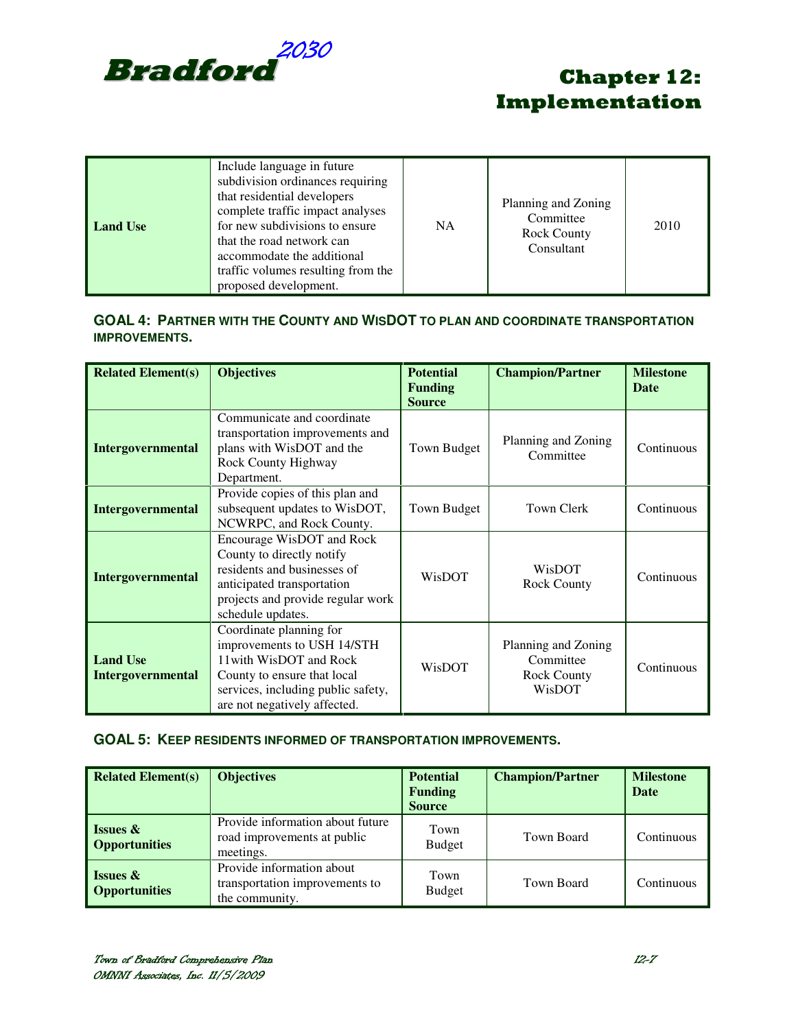| Land Use | Include language in future subdivision ordinances requiring that residential developers complete traffic impact analyses for new subdivisions to ensure that the road network can accommodate the additional traffic volumes resulting from the proposed development. | NA | Planning and Zoning Committee<br>Rock County<br>Consultant | 2010 |
|---|---|---|---|---|

### GOAL 4: PARTNER WITH THE COUNTY AND WISDOT TO PLAN AND COORDINATE TRANSPORTATION IMPROVEMENTS.

| Related Element(s) | Objectives | Potential Funding Source | Champion/Partner | Milestone Date |
|---|---|---|---|---|
| **Intergovernmental** | Communicate and coordinate transportation improvements and plans with WisDOT and the Rock County Highway Department. | Town Budget | Planning and Zoning Committee | Continuous |
| **Intergovernmental** | Provide copies of this plan and subsequent updates to WisDOT, NCWRPC, and Rock County. | Town Budget | Town Clerk | Continuous |
| **Intergovernmental** | Encourage WisDOT and Rock County to directly notify residents and businesses of anticipated transportation projects and provide regular work schedule updates. | WisDOT | WisDOT<br>Rock County | Continuous |
| **Land Use**<br>**Intergovernmental** | Coordinate planning for improvements to USH 14/STH 11with WisDOT and Rock County to ensure that local services, including public safety, are not negatively affected. | WisDOT | Planning and Zoning Committee<br>Rock County<br>WisDOT | Continuous |

### GOAL 5: KEEP RESIDENTS INFORMED OF TRANSPORTATION IMPROVEMENTS.

| Related Element(s) | Objectives | Potential Funding Source | Champion/Partner | Milestone Date |
|---|---|---|---|---|
| **Issues & Opportunities** | Provide information about future road improvements at public meetings. | Town Budget | Town Board | Continuous |
| **Issues & Opportunities** | Provide information about transportation improvements to the community. | Town Budget | Town Board | Continuous |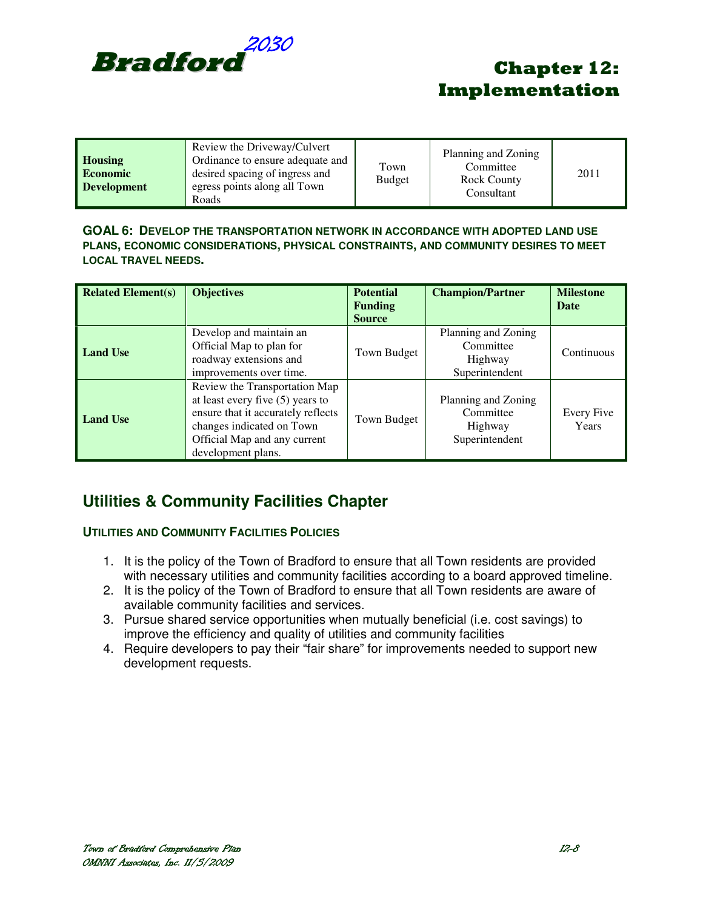| Housing Economic Development | Review the Driveway/Culvert Ordinance to ensure adequate and desired spacing of ingress and egress points along all Town Roads | Town Budget | Planning and Zoning Committee Rock County Consultant | 2011 |
|---|---|---|---|---|

**GOAL 6: DEVELOP THE TRANSPORTATION NETWORK IN ACCORDANCE WITH ADOPTED LAND USE PLANS, ECONOMIC CONSIDERATIONS, PHYSICAL CONSTRAINTS, AND COMMUNITY DESIRES TO MEET LOCAL TRAVEL NEEDS.**

| Related Element(s) | Objectives | Potential Funding Source | Champion/Partner | Milestone Date |
|---|---|---|---|---|
| **Land Use** | Develop and maintain an Official Map to plan for roadway extensions and improvements over time. | Town Budget | Planning and Zoning Committee Highway Superintendent | Continuous |
| **Land Use** | Review the Transportation Map at least every five (5) years to ensure that it accurately reflects changes indicated on Town Official Map and any current development plans. | Town Budget | Planning and Zoning Committee Highway Superintendent | Every Five Years |

## Utilities & Community Facilities Chapter

### UTILITIES AND COMMUNITY FACILITIES POLICIES

1. It is the policy of the Town of Bradford to ensure that all Town residents are provided with necessary utilities and community facilities according to a board approved timeline.
2. It is the policy of the Town of Bradford to ensure that all Town residents are aware of available community facilities and services.
3. Pursue shared service opportunities when mutually beneficial (i.e. cost savings) to improve the efficiency and quality of utilities and community facilities
4. Require developers to pay their "fair share" for improvements needed to support new development requests.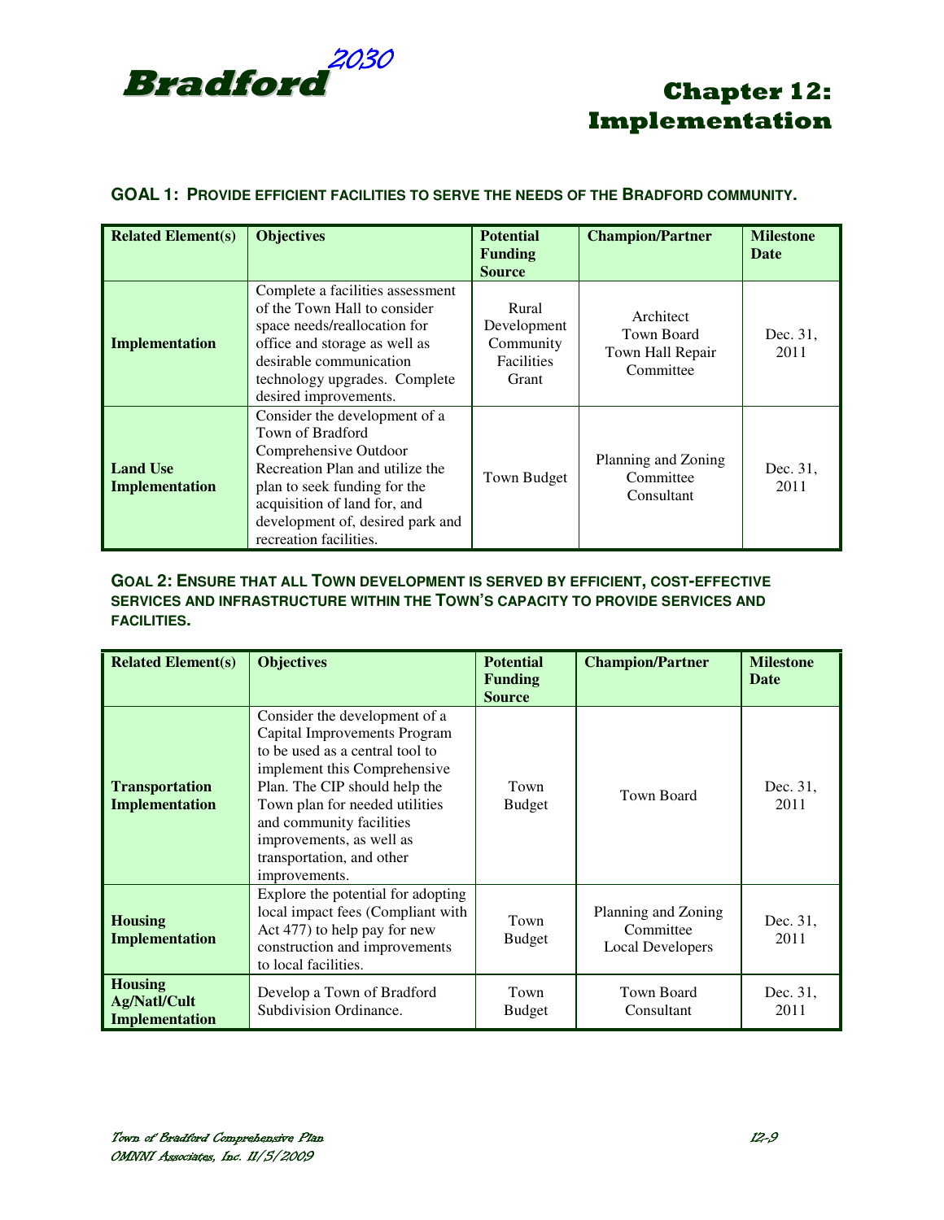## GOAL 1: PROVIDE EFFICIENT FACILITIES TO SERVE THE NEEDS OF THE BRADFORD COMMUNITY.

| Related Element(s) | Objectives | Potential Funding Source | Champion/Partner | Milestone Date |
|---|---|---|---|---|
| **Implementation** | Complete a facilities assessment of the Town Hall to consider space needs/reallocation for office and storage as well as desirable communication technology upgrades. Complete desired improvements. | Rural Development Community Facilities Grant | Architect<br>Town Board<br>Town Hall Repair Committee | Dec. 31, 2011 |
| **Land Use**<br>**Implementation** | Consider the development of a Town of Bradford Comprehensive Outdoor Recreation Plan and utilize the plan to seek funding for the acquisition of land for, and development of, desired park and recreation facilities. | Town Budget | Planning and Zoning Committee<br>Consultant | Dec. 31, 2011 |

## GOAL 2: ENSURE THAT ALL TOWN DEVELOPMENT IS SERVED BY EFFICIENT, COST-EFFECTIVE SERVICES AND INFRASTRUCTURE WITHIN THE TOWN'S CAPACITY TO PROVIDE SERVICES AND FACILITIES.

| Related Element(s) | Objectives | Potential Funding Source | Champion/Partner | Milestone Date |
|---|---|---|---|---|
| **Transportation**<br>**Implementation** | Consider the development of a Capital Improvements Program to be used as a central tool to implement this Comprehensive Plan. The CIP should help the Town plan for needed utilities and community facilities improvements, as well as transportation, and other improvements. | Town Budget | Town Board | Dec. 31, 2011 |
| **Housing**<br>**Implementation** | Explore the potential for adopting local impact fees (Compliant with Act 477) to help pay for new construction and improvements to local facilities. | Town Budget | Planning and Zoning Committee<br>Local Developers | Dec. 31, 2011 |
| **Housing**<br>**Ag/Natl/Cult**<br>**Implementation** | Develop a Town of Bradford Subdivision Ordinance. | Town Budget | Town Board<br>Consultant | Dec. 31, 2011 |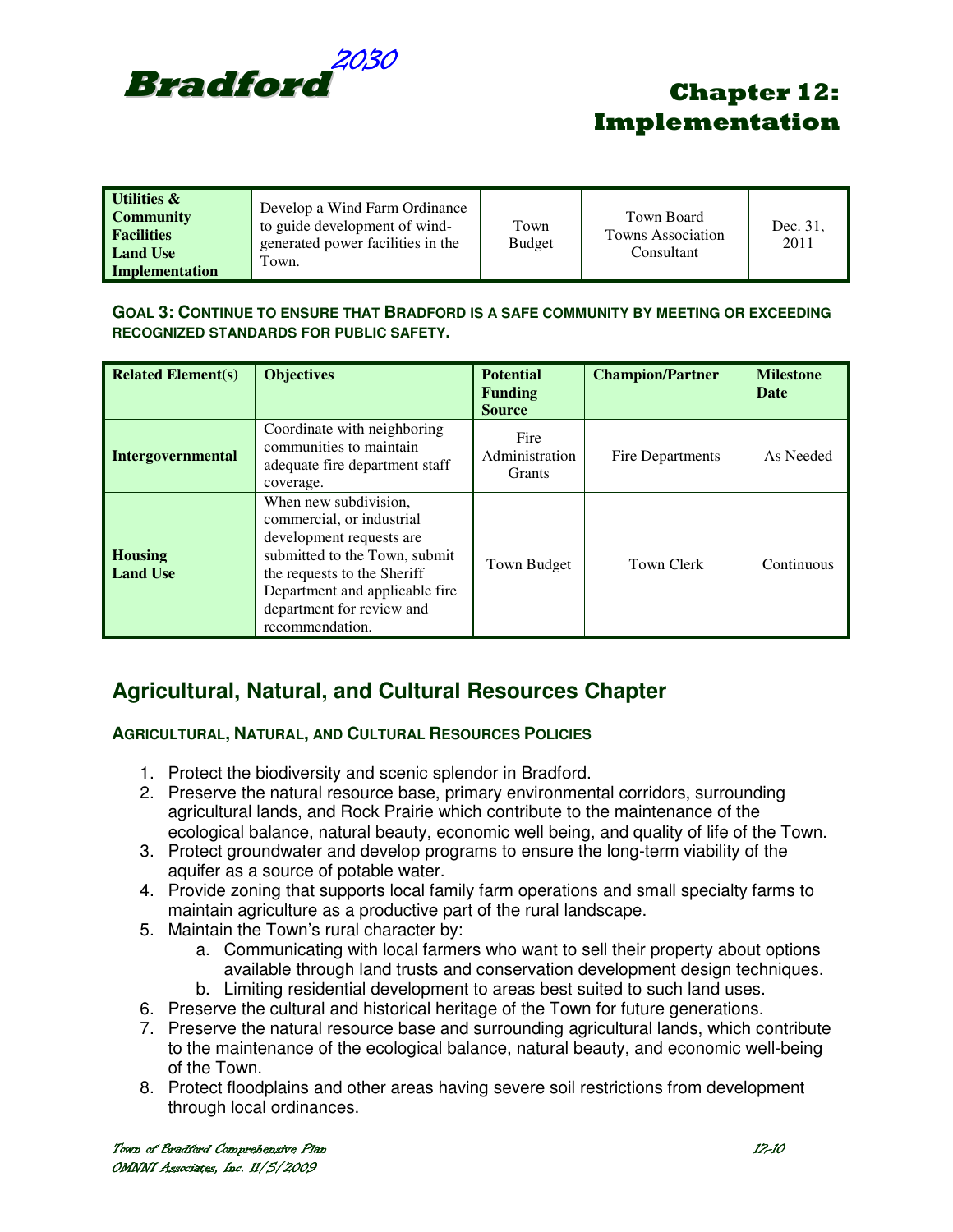| Utilities & Community Facilities Land Use Implementation | Develop a Wind Farm Ordinance to guide development of wind-generated power facilities in the Town. | Town Budget | Town Board Towns Association Consultant | Dec. 31, 2011 |
|---|---|---|---|---|

**GOAL 3: CONTINUE TO ENSURE THAT BRADFORD IS A SAFE COMMUNITY BY MEETING OR EXCEEDING RECOGNIZED STANDARDS FOR PUBLIC SAFETY.**

| Related Element(s) | Objectives | Potential Funding Source | Champion/Partner | Milestone Date |
|---|---|---|---|---|
| **Intergovernmental** | Coordinate with neighboring communities to maintain adequate fire department staff coverage. | Fire Administration Grants | Fire Departments | As Needed |
| **Housing Land Use** | When new subdivision, commercial, or industrial development requests are submitted to the Town, submit the requests to the Sheriff Department and applicable fire department for review and recommendation. | Town Budget | Town Clerk | Continuous |

## Agricultural, Natural, and Cultural Resources Chapter

### AGRICULTURAL, NATURAL, AND CULTURAL RESOURCES POLICIES

1. Protect the biodiversity and scenic splendor in Bradford.
2. Preserve the natural resource base, primary environmental corridors, surrounding agricultural lands, and Rock Prairie which contribute to the maintenance of the ecological balance, natural beauty, economic well being, and quality of life of the Town.
3. Protect groundwater and develop programs to ensure the long-term viability of the aquifer as a source of potable water.
4. Provide zoning that supports local family farm operations and small specialty farms to maintain agriculture as a productive part of the rural landscape.
5. Maintain the Town's rural character by:
   a. Communicating with local farmers who want to sell their property about options available through land trusts and conservation development design techniques.
   b. Limiting residential development to areas best suited to such land uses.
6. Preserve the cultural and historical heritage of the Town for future generations.
7. Preserve the natural resource base and surrounding agricultural lands, which contribute to the maintenance of the ecological balance, natural beauty, and economic well-being of the Town.
8. Protect floodplains and other areas having severe soil restrictions from development through local ordinances.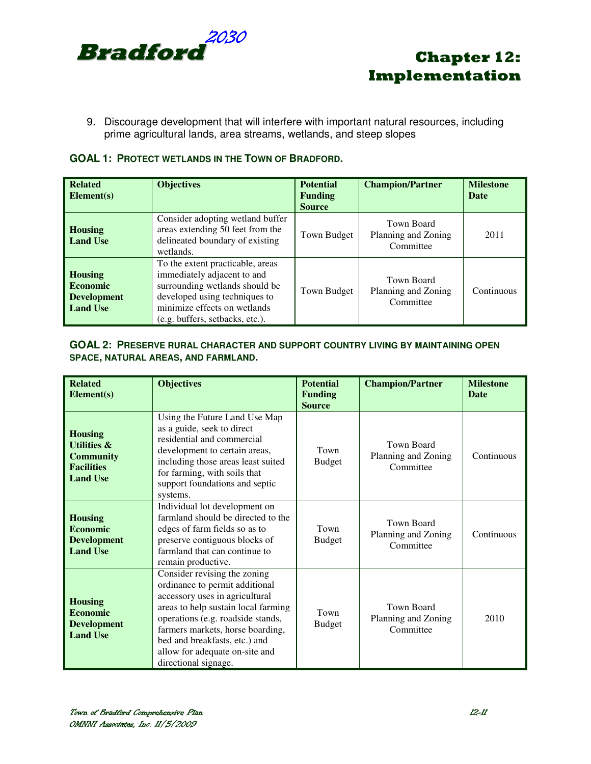9. Discourage development that will interfere with important natural resources, including prime agricultural lands, area streams, wetlands, and steep slopes

### GOAL 1: PROTECT WETLANDS IN THE TOWN OF BRADFORD.

| Related Element(s) | Objectives | Potential Funding Source | Champion/Partner | Milestone Date |
|---|---|---|---|---|
| **Housing Land Use** | Consider adopting wetland buffer areas extending 50 feet from the delineated boundary of existing wetlands. | Town Budget | Town Board Planning and Zoning Committee | 2011 |
| **Housing Economic Development Land Use** | To the extent practicable, areas immediately adjacent to and surrounding wetlands should be developed using techniques to minimize effects on wetlands (e.g. buffers, setbacks, etc.). | Town Budget | Town Board Planning and Zoning Committee | Continuous |

### GOAL 2: PRESERVE RURAL CHARACTER AND SUPPORT COUNTRY LIVING BY MAINTAINING OPEN SPACE, NATURAL AREAS, AND FARMLAND.

| Related Element(s) | Objectives | Potential Funding Source | Champion/Partner | Milestone Date |
|---|---|---|---|---|
| **Housing Utilities & Community Facilities Land Use** | Using the Future Land Use Map as a guide, seek to direct residential and commercial development to certain areas, including those areas least suited for farming, with soils that support foundations and septic systems. | Town Budget | Town Board Planning and Zoning Committee | Continuous |
| **Housing Economic Development Land Use** | Individual lot development on farmland should be directed to the edges of farm fields so as to preserve contiguous blocks of farmland that can continue to remain productive. | Town Budget | Town Board Planning and Zoning Committee | Continuous |
| **Housing Economic Development Land Use** | Consider revising the zoning ordinance to permit additional accessory uses in agricultural areas to help sustain local farming operations (e.g. roadside stands, farmers markets, horse boarding, bed and breakfasts, etc.) and allow for adequate on-site and directional signage. | Town Budget | Town Board Planning and Zoning Committee | 2010 |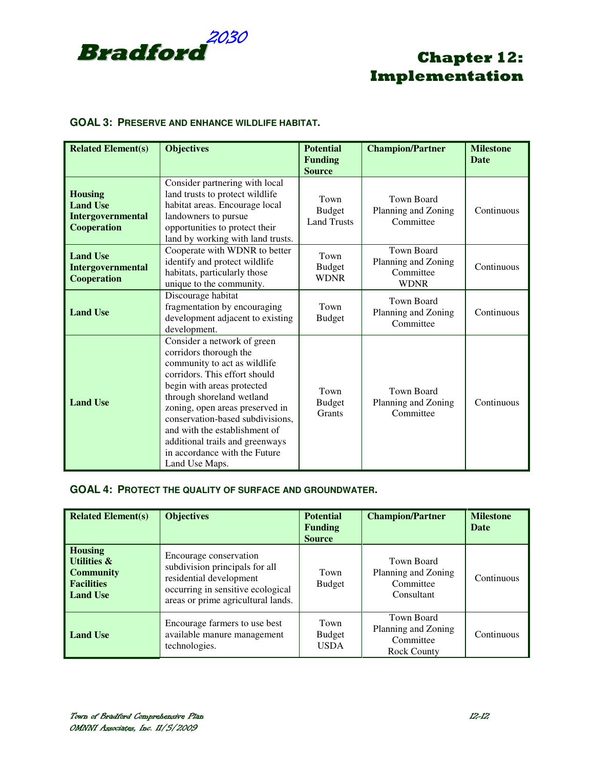## GOAL 3: PRESERVE AND ENHANCE WILDLIFE HABITAT.

| Related Element(s) | Objectives | Potential Funding Source | Champion/Partner | Milestone Date |
|---|---|---|---|---|
| **Housing Land Use Intergovernmental Cooperation** | Consider partnering with local land trusts to protect wildlife habitat areas. Encourage local landowners to pursue opportunities to protect their land by working with land trusts. | Town Budget Land Trusts | Town Board Planning and Zoning Committee | Continuous |
| **Land Use Intergovernmental Cooperation** | Cooperate with WDNR to better identify and protect wildlife habitats, particularly those unique to the community. | Town Budget WDNR | Town Board Planning and Zoning Committee WDNR | Continuous |
| **Land Use** | Discourage habitat fragmentation by encouraging development adjacent to existing development. | Town Budget | Town Board Planning and Zoning Committee | Continuous |
| **Land Use** | Consider a network of green corridors thorough the community to act as wildlife corridors. This effort should begin with areas protected through shoreland wetland zoning, open areas preserved in conservation-based subdivisions, and with the establishment of additional trails and greenways in accordance with the Future Land Use Maps. | Town Budget Grants | Town Board Planning and Zoning Committee | Continuous |

## GOAL 4: PROTECT THE QUALITY OF SURFACE AND GROUNDWATER.

| Related Element(s) | Objectives | Potential Funding Source | Champion/Partner | Milestone Date |
|---|---|---|---|---|
| **Housing Utilities & Community Facilities Land Use** | Encourage conservation subdivision principals for all residential development occurring in sensitive ecological areas or prime agricultural lands. | Town Budget | Town Board Planning and Zoning Committee Consultant | Continuous |
| **Land Use** | Encourage farmers to use best available manure management technologies. | Town Budget USDA | Town Board Planning and Zoning Committee Rock County | Continuous |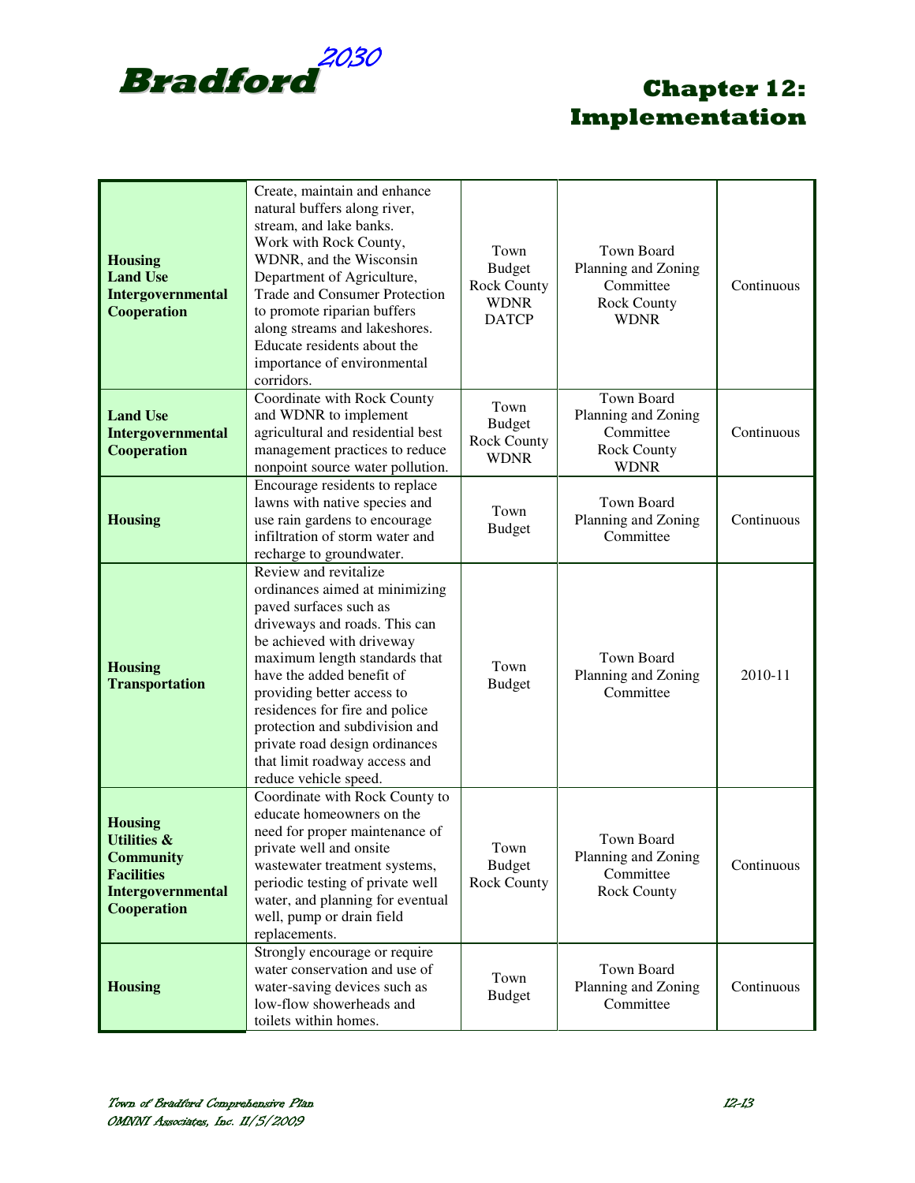| Housing<br>Land Use<br>Intergovernmental Cooperation | Create, maintain and enhance natural buffers along river, stream, and lake banks.<br>Work with Rock County, WDNR, and the Wisconsin Department of Agriculture, Trade and Consumer Protection to promote riparian buffers along streams and lakeshores.<br>Educate residents about the importance of environmental corridors. | Town Budget<br>Rock County<br>WDNR<br>DATCP | Town Board<br>Planning and Zoning Committee<br>Rock County<br>WDNR | Continuous |
|---|---|---|---|---|
| **Land Use<br>Intergovernmental Cooperation** | Coordinate with Rock County and WDNR to implement agricultural and residential best management practices to reduce nonpoint source water pollution. | Town Budget<br>Rock County<br>WDNR | Town Board<br>Planning and Zoning Committee<br>Rock County<br>WDNR | Continuous |
| **Housing** | Encourage residents to replace lawns with native species and use rain gardens to encourage infiltration of storm water and recharge to groundwater. | Town Budget | Town Board<br>Planning and Zoning Committee | Continuous |
| **Housing<br>Transportation** | Review and revitalize ordinances aimed at minimizing paved surfaces such as driveways and roads. This can be achieved with driveway maximum length standards that have the added benefit of providing better access to residences for fire and police protection and subdivision and private road design ordinances that limit roadway access and reduce vehicle speed. | Town Budget | Town Board<br>Planning and Zoning Committee | 2010-11 |
| **Housing<br>Utilities & Community Facilities<br>Intergovernmental Cooperation** | Coordinate with Rock County to educate homeowners on the need for proper maintenance of private well and onsite wastewater treatment systems, periodic testing of private well water, and planning for eventual well, pump or drain field replacements. | Town Budget<br>Rock County | Town Board<br>Planning and Zoning Committee<br>Rock County | Continuous |
| **Housing** | Strongly encourage or require water conservation and use of water-saving devices such as low-flow showerheads and toilets within homes. | Town Budget | Town Board<br>Planning and Zoning Committee | Continuous |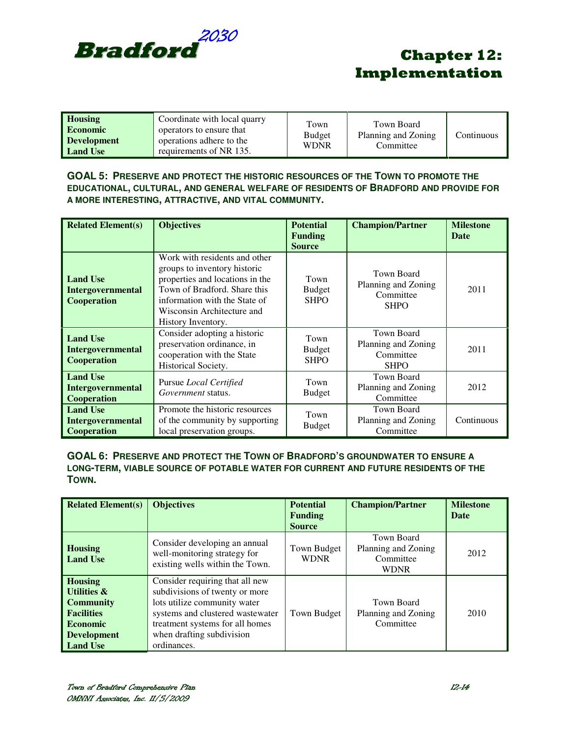| Housing<br>Economic Development<br>Land Use | Coordinate with local quarry operators to ensure that operations adhere to the requirements of NR 135. | Town Budget<br>WDNR | Town Board<br>Planning and Zoning Committee | Continuous |
|---|---|---|---|---|

### GOAL 5: PRESERVE AND PROTECT THE HISTORIC RESOURCES OF THE TOWN TO PROMOTE THE EDUCATIONAL, CULTURAL, AND GENERAL WELFARE OF RESIDENTS OF BRADFORD AND PROVIDE FOR A MORE INTERESTING, ATTRACTIVE, AND VITAL COMMUNITY.

| Related Element(s) | Objectives | Potential Funding Source | Champion/Partner | Milestone Date |
|---|---|---|---|---|
| **Land Use**<br>**Intergovernmental Cooperation** | Work with residents and other groups to inventory historic properties and locations in the Town of Bradford. Share this information with the State of Wisconsin Architecture and History Inventory. | Town Budget<br>SHPO | Town Board<br>Planning and Zoning Committee<br>SHPO | 2011 |
| **Land Use**<br>**Intergovernmental Cooperation** | Consider adopting a historic preservation ordinance, in cooperation with the State Historical Society. | Town Budget<br>SHPO | Town Board<br>Planning and Zoning Committee<br>SHPO | 2011 |
| **Land Use**<br>**Intergovernmental Cooperation** | Pursue *Local Certified Government* status. | Town Budget | Town Board<br>Planning and Zoning Committee | 2012 |
| **Land Use**<br>**Intergovernmental Cooperation** | Promote the historic resources of the community by supporting local preservation groups. | Town Budget | Town Board<br>Planning and Zoning Committee | Continuous |

### GOAL 6: PRESERVE AND PROTECT THE TOWN OF BRADFORD'S GROUNDWATER TO ENSURE A LONG-TERM, VIABLE SOURCE OF POTABLE WATER FOR CURRENT AND FUTURE RESIDENTS OF THE TOWN.

| Related Element(s) | Objectives | Potential Funding Source | Champion/Partner | Milestone Date |
|---|---|---|---|---|
| **Housing**<br>**Land Use** | Consider developing an annual well-monitoring strategy for existing wells within the Town. | Town Budget<br>WDNR | Town Board<br>Planning and Zoning Committee<br>WDNR | 2012 |
| **Housing**<br>**Utilities & Community Facilities**<br>**Economic Development**<br>**Land Use** | Consider requiring that all new subdivisions of twenty or more lots utilize community water systems and clustered wastewater treatment systems for all homes when drafting subdivision ordinances. | Town Budget | Town Board<br>Planning and Zoning Committee | 2010 |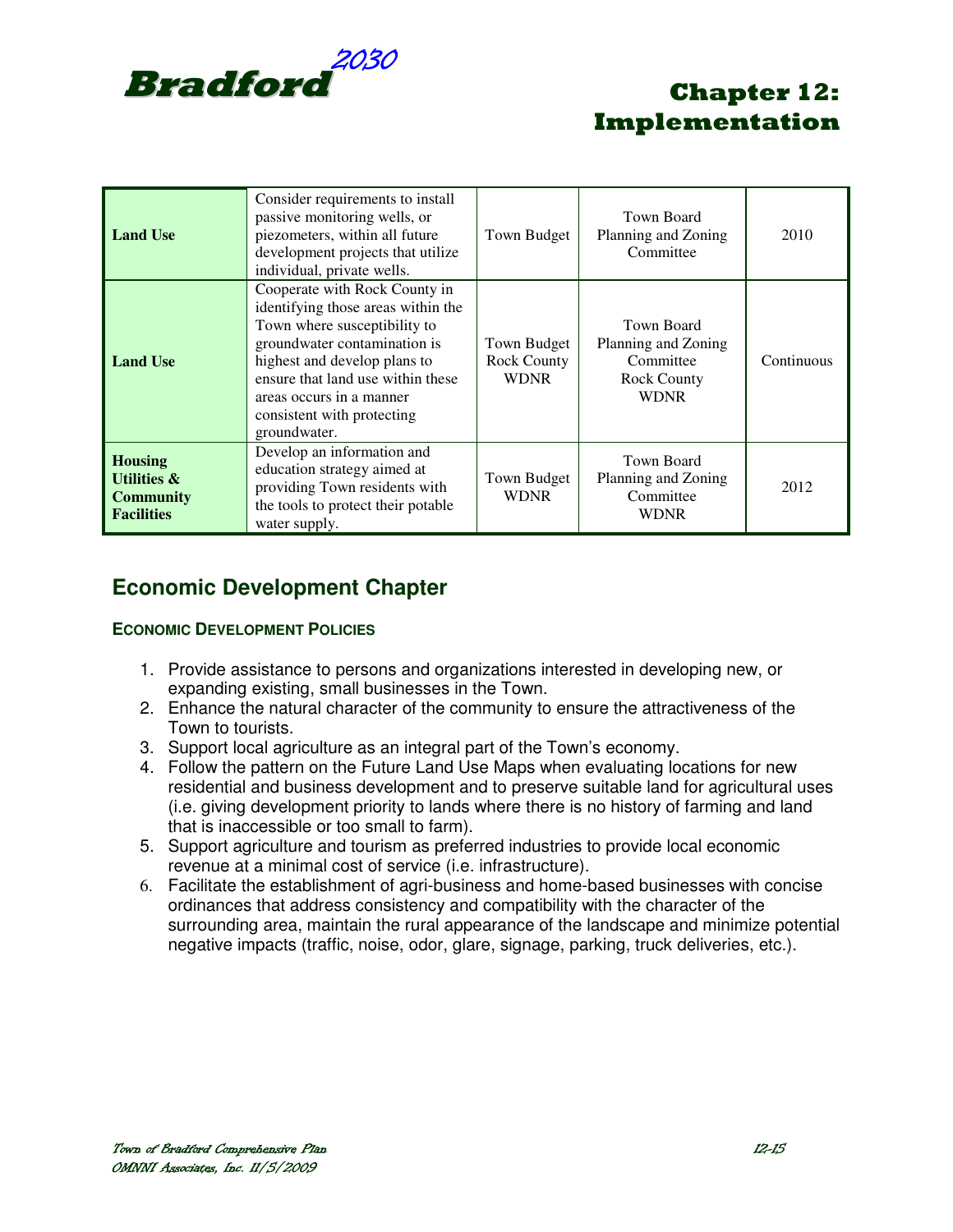| Land Use | Consider requirements to install passive monitoring wells, or piezometers, within all future development projects that utilize individual, private wells. | Town Budget | Town Board Planning and Zoning Committee | 2010 |
|---|---|---|---|---|
| **Land Use** | Cooperate with Rock County in identifying those areas within the Town where susceptibility to groundwater contamination is highest and develop plans to ensure that land use within these areas occurs in a manner consistent with protecting groundwater. | Town Budget Rock County WDNR | Town Board Planning and Zoning Committee Rock County WDNR | Continuous |
| **Housing Utilities & Community Facilities** | Develop an information and education strategy aimed at providing Town residents with the tools to protect their potable water supply. | Town Budget WDNR | Town Board Planning and Zoning Committee WDNR | 2012 |

## Economic Development Chapter

### Economic Development Policies

1. Provide assistance to persons and organizations interested in developing new, or expanding existing, small businesses in the Town.
2. Enhance the natural character of the community to ensure the attractiveness of the Town to tourists.
3. Support local agriculture as an integral part of the Town's economy.
4. Follow the pattern on the Future Land Use Maps when evaluating locations for new residential and business development and to preserve suitable land for agricultural uses (i.e. giving development priority to lands where there is no history of farming and land that is inaccessible or too small to farm).
5. Support agriculture and tourism as preferred industries to provide local economic revenue at a minimal cost of service (i.e. infrastructure).
6. Facilitate the establishment of agri-business and home-based businesses with concise ordinances that address consistency and compatibility with the character of the surrounding area, maintain the rural appearance of the landscape and minimize potential negative impacts (traffic, noise, odor, glare, signage, parking, truck deliveries, etc.).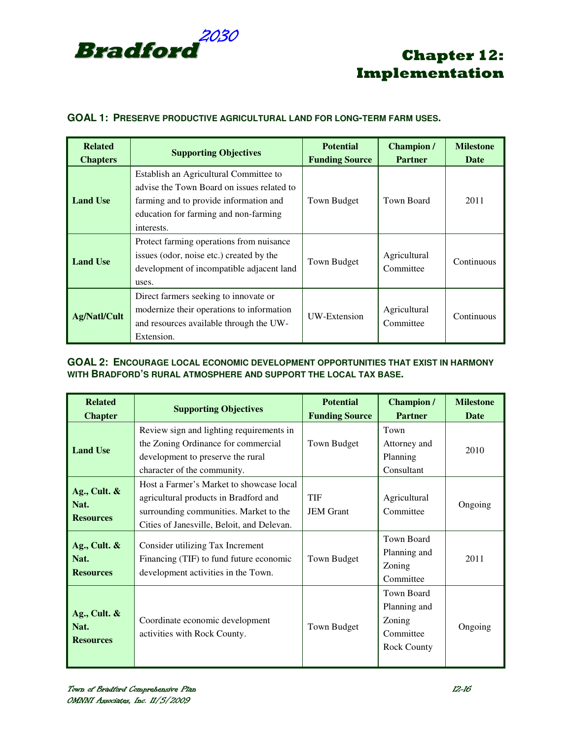## GOAL 1: PRESERVE PRODUCTIVE AGRICULTURAL LAND FOR LONG-TERM FARM USES.

| Related Chapters | Supporting Objectives | Potential Funding Source | Champion / Partner | Milestone Date |
|---|---|---|---|---|
| **Land Use** | Establish an Agricultural Committee to advise the Town Board on issues related to farming and to provide information and education for farming and non-farming interests. | Town Budget | Town Board | 2011 |
| **Land Use** | Protect farming operations from nuisance issues (odor, noise etc.) created by the development of incompatible adjacent land uses. | Town Budget | Agricultural Committee | Continuous |
| **Ag/Natl/Cult** | Direct farmers seeking to innovate or modernize their operations to information and resources available through the UW-Extension. | UW-Extension | Agricultural Committee | Continuous |

## GOAL 2: ENCOURAGE LOCAL ECONOMIC DEVELOPMENT OPPORTUNITIES THAT EXIST IN HARMONY WITH BRADFORD'S RURAL ATMOSPHERE AND SUPPORT THE LOCAL TAX BASE.

| Related Chapter | Supporting Objectives | Potential Funding Source | Champion / Partner | Milestone Date |
|---|---|---|---|---|
| **Land Use** | Review sign and lighting requirements in the Zoning Ordinance for commercial development to preserve the rural character of the community. | Town Budget | Town Attorney and Planning Consultant | 2010 |
| **Ag., Cult. & Nat. Resources** | Host a Farmer's Market to showcase local agricultural products in Bradford and surrounding communities. Market to the Cities of Janesville, Beloit, and Delevan. | TIF<br>JEM Grant | Agricultural Committee | Ongoing |
| **Ag., Cult. & Nat. Resources** | Consider utilizing Tax Increment Financing (TIF) to fund future economic development activities in the Town. | Town Budget | Town Board<br>Planning and Zoning Committee | 2011 |
| **Ag., Cult. & Nat. Resources** | Coordinate economic development activities with Rock County. | Town Budget | Town Board<br>Planning and Zoning Committee<br>Rock County | Ongoing |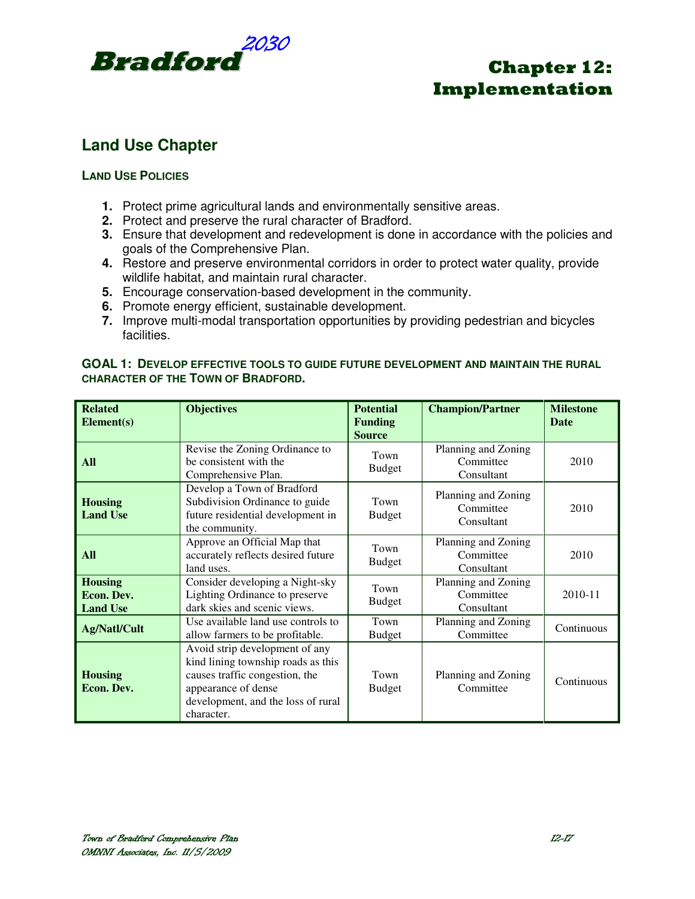## Land Use Chapter

### LAND USE POLICIES

1. Protect prime agricultural lands and environmentally sensitive areas.
2. Protect and preserve the rural character of Bradford.
3. Ensure that development and redevelopment is done in accordance with the policies and goals of the Comprehensive Plan.
4. Restore and preserve environmental corridors in order to protect water quality, provide wildlife habitat, and maintain rural character.
5. Encourage conservation-based development in the community.
6. Promote energy efficient, sustainable development.
7. Improve multi-modal transportation opportunities by providing pedestrian and bicycles facilities.

### GOAL 1: DEVELOP EFFECTIVE TOOLS TO GUIDE FUTURE DEVELOPMENT AND MAINTAIN THE RURAL CHARACTER OF THE TOWN OF BRADFORD.

| Related Element(s) | Objectives | Potential Funding Source | Champion/Partner | Milestone Date |
|---|---|---|---|---|
| **All** | Revise the Zoning Ordinance to be consistent with the Comprehensive Plan. | Town Budget | Planning and Zoning Committee Consultant | 2010 |
| **Housing Land Use** | Develop a Town of Bradford Subdivision Ordinance to guide future residential development in the community. | Town Budget | Planning and Zoning Committee Consultant | 2010 |
| **All** | Approve an Official Map that accurately reflects desired future land uses. | Town Budget | Planning and Zoning Committee Consultant | 2010 |
| **Housing Econ. Dev. Land Use** | Consider developing a Night-sky Lighting Ordinance to preserve dark skies and scenic views. | Town Budget | Planning and Zoning Committee Consultant | 2010-11 |
| **Ag/Natl/Cult** | Use available land use controls to allow farmers to be profitable. | Town Budget | Planning and Zoning Committee | Continuous |
| **Housing Econ. Dev.** | Avoid strip development of any kind lining township roads as this causes traffic congestion, the appearance of dense development, and the loss of rural character. | Town Budget | Planning and Zoning Committee | Continuous |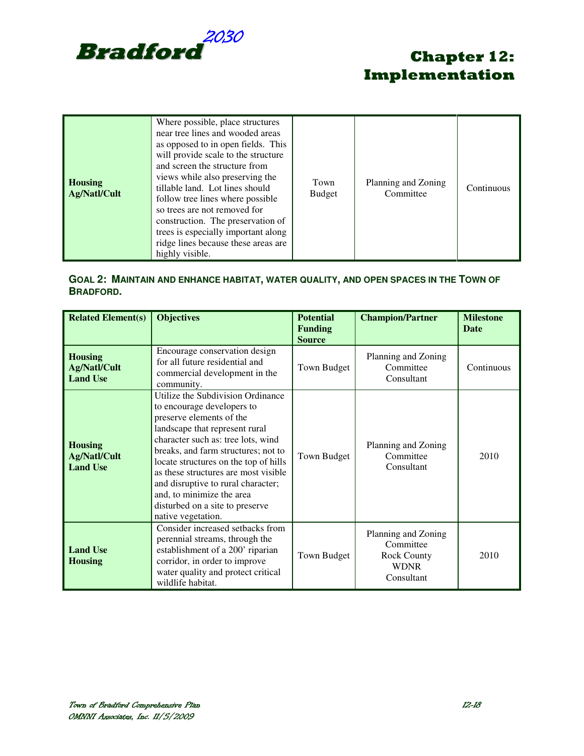| | | | | |
|---|---|---|---|---|
| **Housing Ag/Natl/Cult** | Where possible, place structures near tree lines and wooded areas as opposed to in open fields. This will provide scale to the structure and screen the structure from views while also preserving the tillable land. Lot lines should follow tree lines where possible so trees are not removed for construction. The preservation of trees is especially important along ridge lines because these areas are highly visible. | Town Budget | Planning and Zoning Committee | Continuous |

### GOAL 2: MAINTAIN AND ENHANCE HABITAT, WATER QUALITY, AND OPEN SPACES IN THE TOWN OF BRADFORD.

| Related Element(s) | Objectives | Potential Funding Source | Champion/Partner | Milestone Date |
|---|---|---|---|---|
| **Housing Ag/Natl/Cult Land Use** | Encourage conservation design for all future residential and commercial development in the community. | Town Budget | Planning and Zoning Committee Consultant | Continuous |
| **Housing Ag/Natl/Cult Land Use** | Utilize the Subdivision Ordinance to encourage developers to preserve elements of the landscape that represent rural character such as: tree lots, wind breaks, and farm structures; not to locate structures on the top of hills as these structures are most visible and disruptive to rural character; and, to minimize the area disturbed on a site to preserve native vegetation. | Town Budget | Planning and Zoning Committee Consultant | 2010 |
| **Land Use Housing** | Consider increased setbacks from perennial streams, through the establishment of a 200' riparian corridor, in order to improve water quality and protect critical wildlife habitat. | Town Budget | Planning and Zoning Committee Rock County WDNR Consultant | 2010 |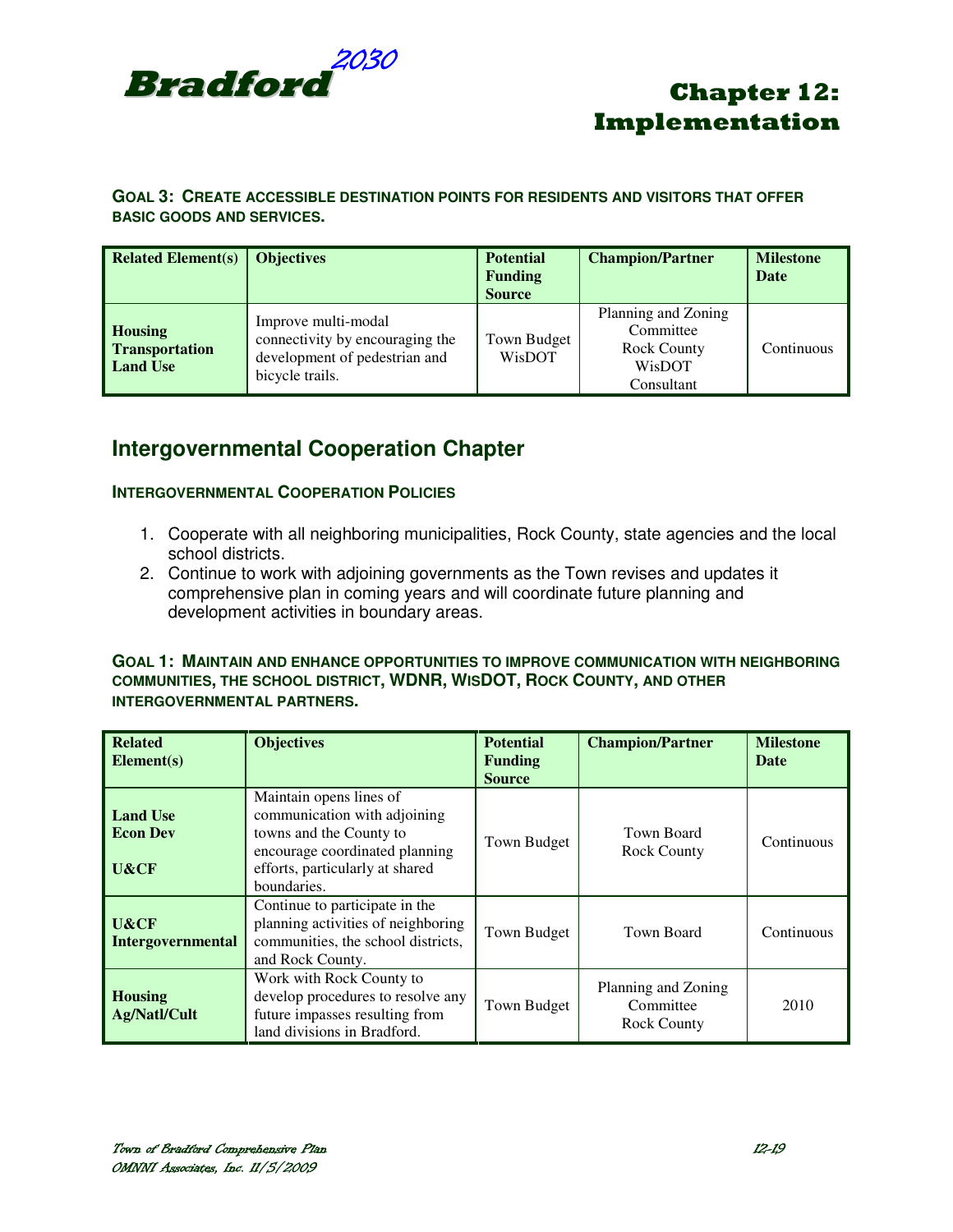**GOAL 3: CREATE ACCESSIBLE DESTINATION POINTS FOR RESIDENTS AND VISITORS THAT OFFER BASIC GOODS AND SERVICES.**

| Related Element(s) | Objectives | Potential Funding Source | Champion/Partner | Milestone Date |
|---|---|---|---|---|
| **Housing Transportation Land Use** | Improve multi-modal connectivity by encouraging the development of pedestrian and bicycle trails. | Town Budget WisDOT | Planning and Zoning Committee Rock County WisDOT Consultant | Continuous |

## Intergovernmental Cooperation Chapter

### INTERGOVERNMENTAL COOPERATION POLICIES

1. Cooperate with all neighboring municipalities, Rock County, state agencies and the local school districts.
2. Continue to work with adjoining governments as the Town revises and updates it comprehensive plan in coming years and will coordinate future planning and development activities in boundary areas.

**GOAL 1: MAINTAIN AND ENHANCE OPPORTUNITIES TO IMPROVE COMMUNICATION WITH NEIGHBORING COMMUNITIES, THE SCHOOL DISTRICT, WDNR, WISDOT, ROCK COUNTY, AND OTHER INTERGOVERNMENTAL PARTNERS.**

| Related Element(s) | Objectives | Potential Funding Source | Champion/Partner | Milestone Date |
|---|---|---|---|---|
| **Land Use Econ Dev U&CF** | Maintain opens lines of communication with adjoining towns and the County to encourage coordinated planning efforts, particularly at shared boundaries. | Town Budget | Town Board Rock County | Continuous |
| **U&CF Intergovernmental** | Continue to participate in the planning activities of neighboring communities, the school districts, and Rock County. | Town Budget | Town Board | Continuous |
| **Housing Ag/Natl/Cult** | Work with Rock County to develop procedures to resolve any future impasses resulting from land divisions in Bradford. | Town Budget | Planning and Zoning Committee Rock County | 2010 |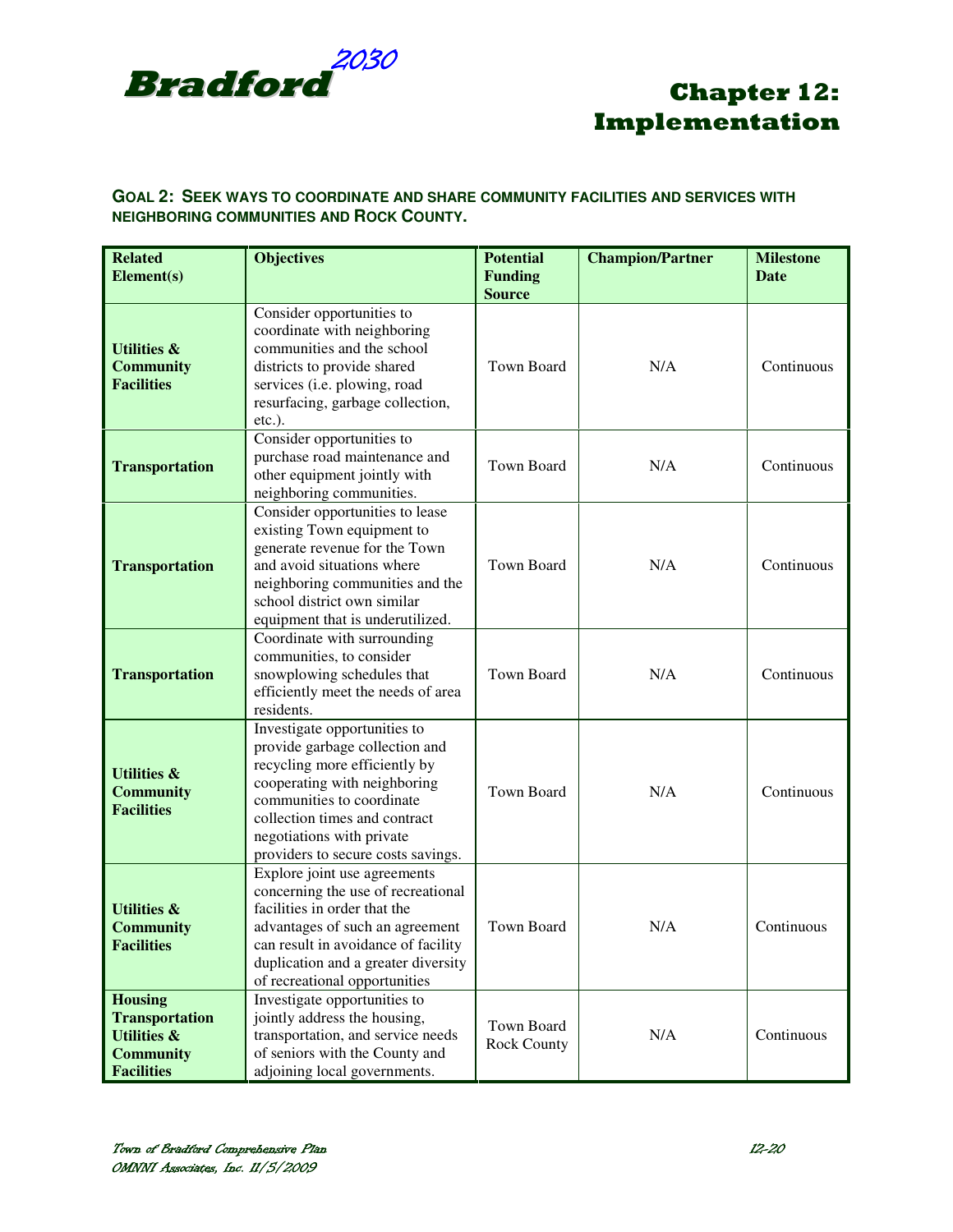### GOAL 2: SEEK WAYS TO COORDINATE AND SHARE COMMUNITY FACILITIES AND SERVICES WITH NEIGHBORING COMMUNITIES AND ROCK COUNTY.

| Related Element(s) | Objectives | Potential Funding Source | Champion/Partner | Milestone Date |
|---|---|---|---|---|
| **Utilities & Community Facilities** | Consider opportunities to coordinate with neighboring communities and the school districts to provide shared services (i.e. plowing, road resurfacing, garbage collection, etc.). | Town Board | N/A | Continuous |
| **Transportation** | Consider opportunities to purchase road maintenance and other equipment jointly with neighboring communities. | Town Board | N/A | Continuous |
| **Transportation** | Consider opportunities to lease existing Town equipment to generate revenue for the Town and avoid situations where neighboring communities and the school district own similar equipment that is underutilized. | Town Board | N/A | Continuous |
| **Transportation** | Coordinate with surrounding communities, to consider snowplowing schedules that efficiently meet the needs of area residents. | Town Board | N/A | Continuous |
| **Utilities & Community Facilities** | Investigate opportunities to provide garbage collection and recycling more efficiently by cooperating with neighboring communities to coordinate collection times and contract negotiations with private providers to secure costs savings. | Town Board | N/A | Continuous |
| **Utilities & Community Facilities** | Explore joint use agreements concerning the use of recreational facilities in order that the advantages of such an agreement can result in avoidance of facility duplication and a greater diversity of recreational opportunities | Town Board | N/A | Continuous |
| **Housing Transportation Utilities & Community Facilities** | Investigate opportunities to jointly address the housing, transportation, and service needs of seniors with the County and adjoining local governments. | Town Board Rock County | N/A | Continuous |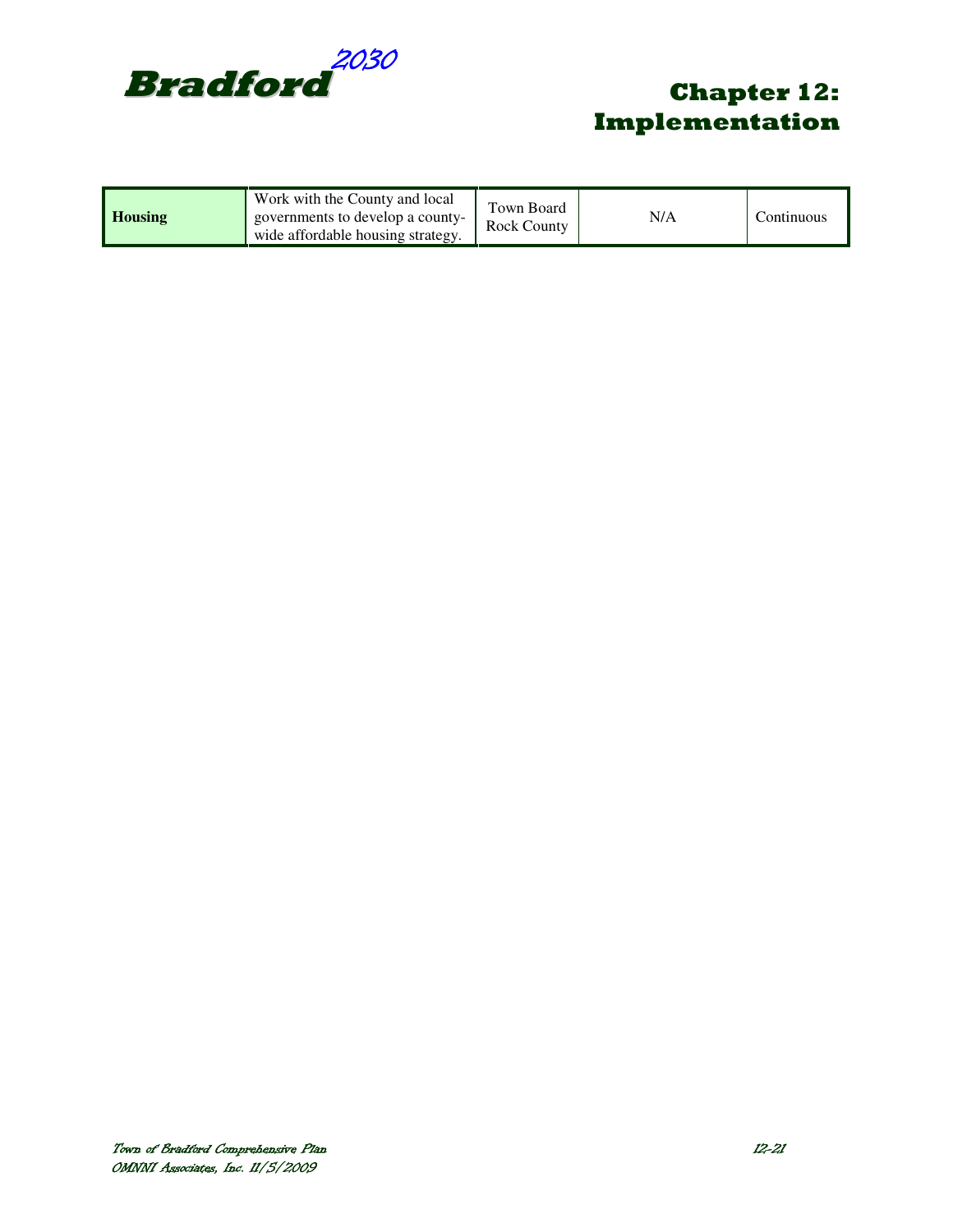| | | | | |
|---|---|---|---|---|
| **Housing** | Work with the County and local governments to develop a county-wide affordable housing strategy. | Town Board Rock County | N/A | Continuous |